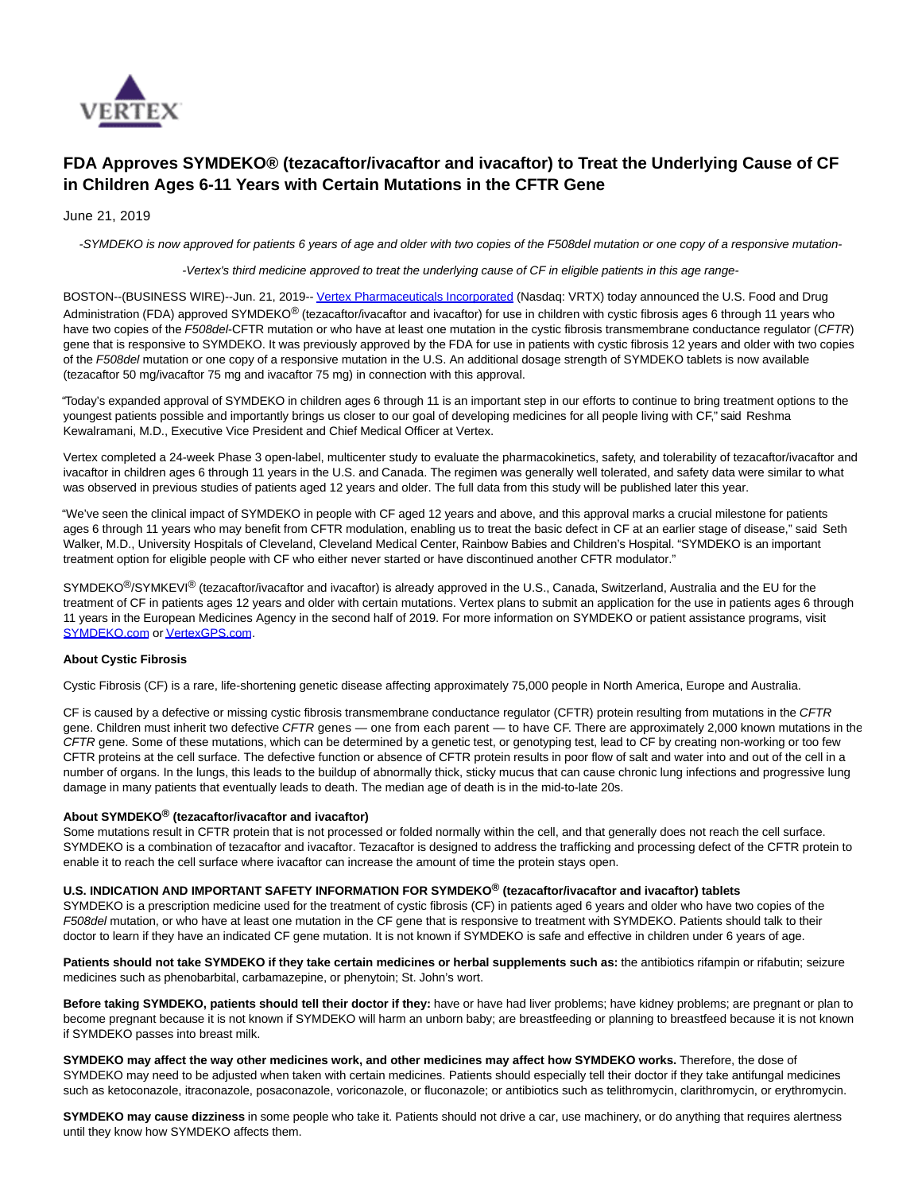# FDA Approves SYMDEKO® (tezacaftor/ivacaftor and ivacaftor) to Treat the Underlying Cause of CF in Children Ages 6-11 Years with Certain Mutations in the CFTR Gene

June 21, 2019

*-SYMDEKO is now approved for patients 6 years of age and older with two copies of the F508del mutation or one copy of a responsive mutation-*

*-Vertex's third medicine approved to treat the underlying cause of CF in eligible patients in this age range-*

BOSTON--(BUSINESS WIRE)--Jun. 21, 2019-- Vertex Pharmaceuticals Incorporated (Nasdaq: VRTX) today announced the U.S. Food and Drug Administration (FDA) approved SYMDEKO® (tezacaftor/ivacaftor and ivacaftor) for use in children with cystic fibrosis ages 6 through 11 years who have two copies of the *F508del*-CFTR mutation or who have at least one mutation in the cystic fibrosis transmembrane conductance regulator (*CFTR*) gene that is responsive to SYMDEKO. It was previously approved by the FDA for use in patients with cystic fibrosis 12 years and older with two copies of the *F508del* mutation or one copy of a responsive mutation in the U.S. An additional dosage strength of SYMDEKO tablets is now available (tezacaftor 50 mg/ivacaftor 75 mg and ivacaftor 75 mg) in connection with this approval.

"Today's expanded approval of SYMDEKO in children ages 6 through 11 is an important step in our efforts to continue to bring treatment options to the youngest patients possible and importantly brings us closer to our goal of developing medicines for all people living with CF," said Reshma Kewalramani, M.D., Executive Vice President and Chief Medical Officer at Vertex.

Vertex completed a 24-week Phase 3 open-label, multicenter study to evaluate the pharmacokinetics, safety, and tolerability of tezacaftor/ivacaftor and ivacaftor in children ages 6 through 11 years in the U.S. and Canada. The regimen was generally well tolerated, and safety data were similar to what was observed in previous studies of patients aged 12 years and older. The full data from this study will be published later this year.

"We've seen the clinical impact of SYMDEKO in people with CF aged 12 years and above, and this approval marks a crucial milestone for patients ages 6 through 11 years who may benefit from CFTR modulation, enabling us to treat the basic defect in CF at an earlier stage of disease," said Seth Walker, M.D., University Hospitals of Cleveland, Cleveland Medical Center, Rainbow Babies and Children's Hospital. "SYMDEKO is an important treatment option for eligible people with CF who either never started or have discontinued another CFTR modulator."

SYMDEKO®/SYMKEVI® (tezacaftor and ivacaftor) is already approved in the U.S., Canada, Switzerland, Australia and the EU for the treatment of CF in patients ages 12 years and older with certain mutations. Vertex plans to submit an application for the use in patients ages 6 through 11 years in the European Medicines Agency in the second half of 2019. For more information on SYMDEKO or patient assistance programs, visit SYMDEKO.com or VertexGPS.com.

**About Cystic Fibrosis**

Cystic Fibrosis (CF) is a rare, life-shortening genetic disease affecting approximately 75,000 people in North America, Europe and Australia.

CF is caused by a defective or missing cystic fibrosis transmembrane conductance regulator (CFTR) protein resulting from mutations in the *CFTR* gene. Children must inherit two defective *CFTR* genes — one from each parent — to have CF. There are approximately 2,000 known mutations in the *CFTR* gene. Some of these mutations, which can be determined by a genetic test, or genotyping test, lead to CF by creating non-working or too few CFTR proteins at the cell surface. The defective function or absence of CFTR protein results in poor flow of salt and water into and out of the cell in a number of organs. In the lungs, this leads to the buildup of abnormally thick, sticky mucus that can cause chronic lung infections and progressive lung damage in many patients that eventually leads to death. The median age of death is in the mid-to-late 20s.

**About SYMDEKO® (tezacaftor/ivacaftor and ivacaftor)**

Some mutations result in CFTR protein that is not processed or folded normally within the cell, and that generally does not reach the cell surface. SYMDEKO is a combination of tezacaftor and ivacaftor. Tezacaftor is designed to address the trafficking and processing defect of the CFTR protein to enable it to reach the cell surface where ivacaftor can increase the amount of time the protein stays open.

**U.S. INDICATION AND IMPORTANT SAFETY INFORMATION FOR SYMDEKO® (tezacaftor/ivacaftor and ivacaftor) tablets**

SYMDEKO is a prescription medicine used for the treatment of cystic fibrosis (CF) in patients aged 6 years and older who have two copies of the *F508del* mutation, or who have at least one mutation in the CF gene that is responsive to treatment with SYMDEKO. Patients should talk to their doctor to learn if they have an indicated CF gene mutation. It is not known if SYMDEKO is safe and effective in children under 6 years of age.

**Patients should not take SYMDEKO if they take certain medicines or herbal supplements such as:** the antibiotics rifampin or rifabutin; seizure medicines such as phenobarbital, carbamazepine, or phenytoin; St. John's wort.

**Before taking SYMDEKO, patients should tell their doctor if they:** have or have had liver problems; have kidney problems; are pregnant or plan to become pregnant because it is not known if SYMDEKO will harm an unborn baby; are breastfeeding or planning to breastfeed because it is not known if SYMDEKO passes into breast milk.

**SYMDEKO may affect the way other medicines work, and other medicines may affect how SYMDEKO works.** Therefore, the dose of SYMDEKO may need to be adjusted when taken with certain medicines. Patients should especially tell their doctor if they take antifungal medicines such as ketoconazole, itraconazole, posaconazole, voriconazole, or fluconazole; or antibiotics such as telithromycin, clarithromycin, or erythromycin.

**SYMDEKO may cause dizziness** in some people who take it. Patients should not drive a car, use machinery, or do anything that requires alertness until they know how SYMDEKO affects them.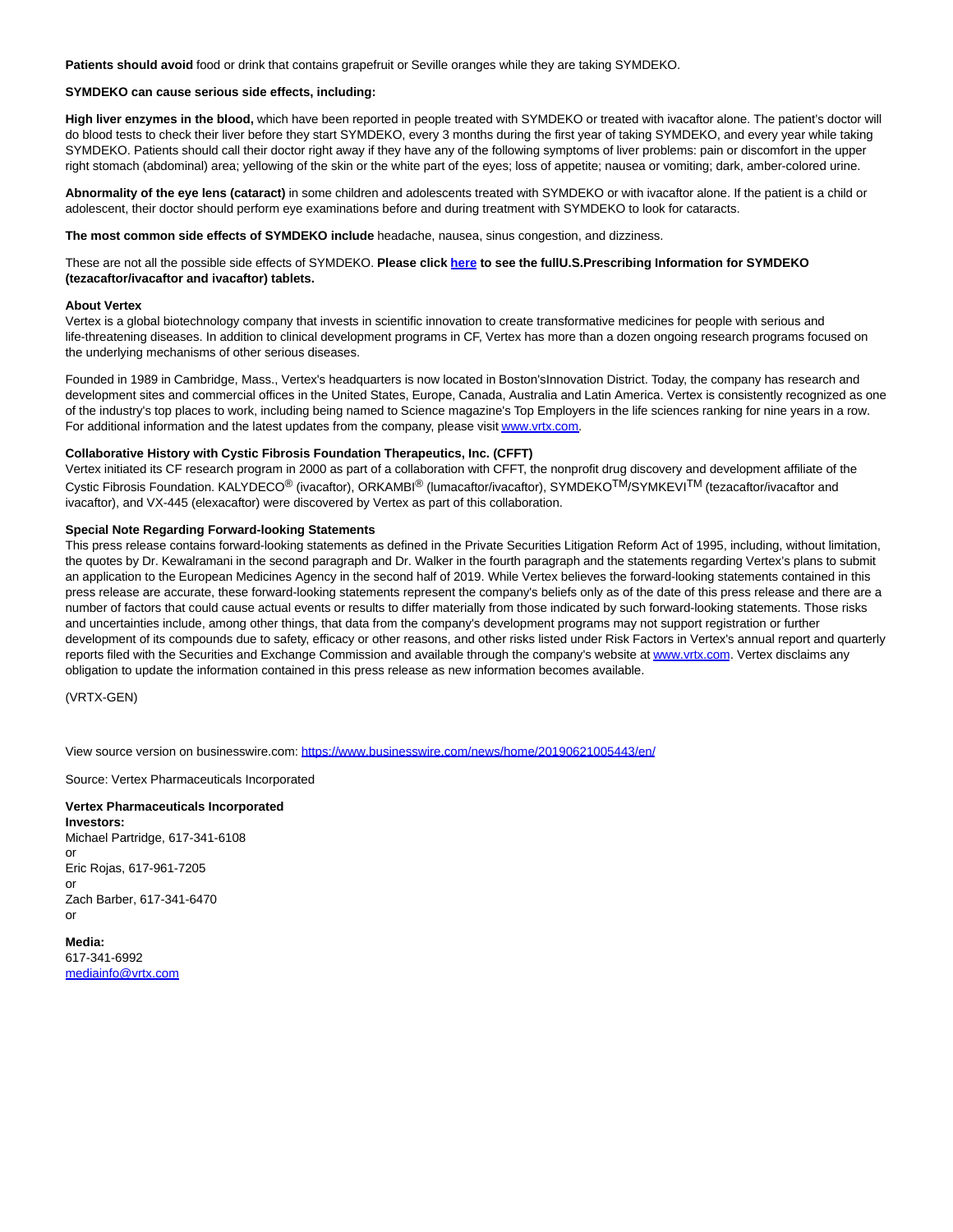**Patients should avoid** food or drink that contains grapefruit or Seville oranges while they are taking SYMDEKO.

**SYMDEKO can cause serious side effects, including:**

**High liver enzymes in the blood,** which have been reported in people treated with SYMDEKO or treated with ivacaftor alone. The patient's doctor will do blood tests to check their liver before they start SYMDEKO, every 3 months during the first year of taking SYMDEKO, and every year while taking SYMDEKO. Patients should call their doctor right away if they have any of the following symptoms of liver problems: pain or discomfort in the upper right stomach (abdominal) area; yellowing of the skin or the white part of the eyes; loss of appetite; nausea or vomiting; dark, amber-colored urine.

**Abnormality of the eye lens (cataract)** in some children and adolescents treated with SYMDEKO or with ivacaftor alone. If the patient is a child or adolescent, their doctor should perform eye examinations before and during treatment with SYMDEKO to look for cataracts.

**The most common side effects of SYMDEKO include** headache, nausea, sinus congestion, and dizziness.

These are not all the possible side effects of SYMDEKO. **Please click here to see the fullU.S.Prescribing Information for SYMDEKO (tezacaftor/ivacaftor and ivacaftor) tablets.**

**About Vertex**

Vertex is a global biotechnology company that invests in scientific innovation to create transformative medicines for people with serious and life-threatening diseases. In addition to clinical development programs in CF, Vertex has more than a dozen ongoing research programs focused on the underlying mechanisms of other serious diseases.

Founded in 1989 in Cambridge, Mass., Vertex's headquarters is now located in Boston'sInnovation District. Today, the company has research and development sites and commercial offices in the United States, Europe, Canada, Australia and Latin America. Vertex is consistently recognized as one of the industry's top places to work, including being named to Science magazine's Top Employers in the life sciences ranking for nine years in a row. For additional information and the latest updates from the company, please visit www.vrtx.com.

**Collaborative History with Cystic Fibrosis Foundation Therapeutics, Inc. (CFFT)**

Vertex initiated its CF research program in 2000 as part of a collaboration with CFFT, the nonprofit drug discovery and development affiliate of the Cystic Fibrosis Foundation. KALYDECO® (ivacaftor), ORKAMBI® (lumacaftor/ivacaftor), SYMDEKO™/SYMKEVI™ (tezacaftor/ivacaftor and ivacaftor), and VX-445 (elexacaftor) were discovered by Vertex as part of this collaboration.

**Special Note Regarding Forward-looking Statements**

This press release contains forward-looking statements as defined in the Private Securities Litigation Reform Act of 1995, including, without limitation, the quotes by Dr. Kewalramani in the second paragraph and Dr. Walker in the fourth paragraph and the statements regarding Vertex's plans to submit an application to the European Medicines Agency in the second half of 2019. While Vertex believes the forward-looking statements contained in this press release are accurate, these forward-looking statements represent the company's beliefs only as of the date of this press release and there are a number of factors that could cause actual events or results to differ materially from those indicated by such forward-looking statements. Those risks and uncertainties include, among other things, that data from the company's development programs may not support registration or further development of its compounds due to safety, efficacy or other reasons, and other risks listed under Risk Factors in Vertex's annual report and quarterly reports filed with the Securities and Exchange Commission and available through the company's website at www.vrtx.com. Vertex disclaims any obligation to update the information contained in this press release as new information becomes available.

(VRTX-GEN)

View source version on businesswire.com: https://www.businesswire.com/news/home/20190621005443/en/

Source: Vertex Pharmaceuticals Incorporated

**Vertex Pharmaceuticals Incorporated**
**Investors:**
Michael Partridge, 617-341-6108
or
Eric Rojas, 617-961-7205
or
Zach Barber, 617-341-6470
or

**Media:**
617-341-6992
mediainfo@vrtx.com